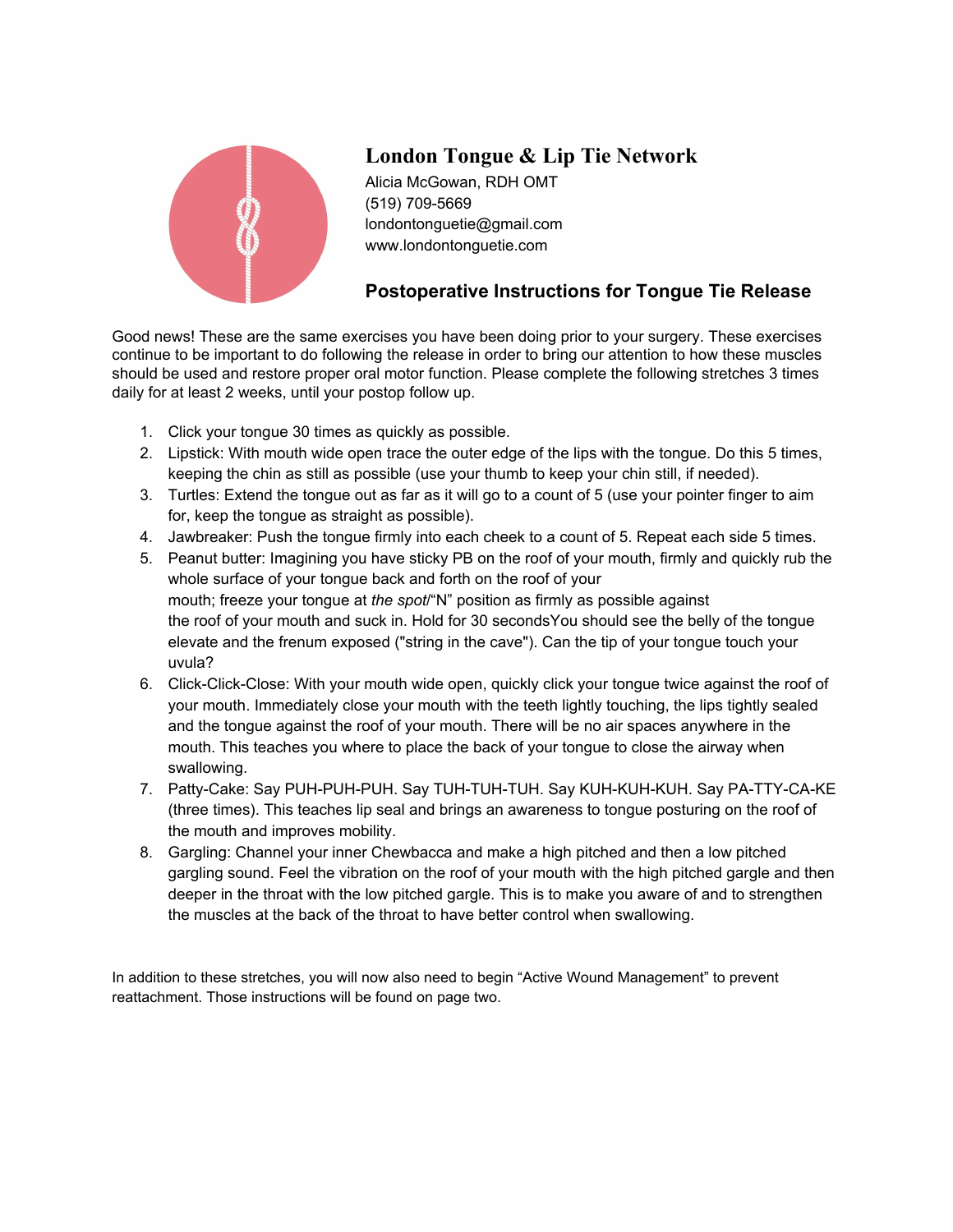# London Tongue & Lip Tie Network

Alicia McGowan, RDH OMT
(519) 709-5669
londontonguetie@gmail.com
www.londontonguetie.com

## Postoperative Instructions for Tongue Tie Release

Good news! These are the same exercises you have been doing prior to your surgery. These exercises continue to be important to do following the release in order to bring our attention to how these muscles should be used and restore proper oral motor function. Please complete the following stretches 3 times daily for at least 2 weeks, until your postop follow up.

1. Click your tongue 30 times as quickly as possible.
2. Lipstick: With mouth wide open trace the outer edge of the lips with the tongue. Do this 5 times, keeping the chin as still as possible (use your thumb to keep your chin still, if needed).
3. Turtles: Extend the tongue out as far as it will go to a count of 5 (use your pointer finger to aim for, keep the tongue as straight as possible).
4. Jawbreaker: Push the tongue firmly into each cheek to a count of 5. Repeat each side 5 times.
5. Peanut butter: Imagining you have sticky PB on the roof of your mouth, firmly and quickly rub the whole surface of your tongue back and forth on the roof of your mouth; freeze your tongue at *the spot*/"N" position as firmly as possible against the roof of your mouth and suck in. Hold for 30 secondsYou should see the belly of the tongue elevate and the frenum exposed ("string in the cave"). Can the tip of your tongue touch your uvula?
6. Click-Click-Close: With your mouth wide open, quickly click your tongue twice against the roof of your mouth. Immediately close your mouth with the teeth lightly touching, the lips tightly sealed and the tongue against the roof of your mouth. There will be no air spaces anywhere in the mouth. This teaches you where to place the back of your tongue to close the airway when swallowing.
7. Patty-Cake: Say PUH-PUH-PUH. Say TUH-TUH-TUH. Say KUH-KUH-KUH. Say PA-TTY-CA-KE (three times). This teaches lip seal and brings an awareness to tongue posturing on the roof of the mouth and improves mobility.
8. Gargling: Channel your inner Chewbacca and make a high pitched and then a low pitched gargling sound. Feel the vibration on the roof of your mouth with the high pitched gargle and then deeper in the throat with the low pitched gargle. This is to make you aware of and to strengthen the muscles at the back of the throat to have better control when swallowing.

In addition to these stretches, you will now also need to begin "Active Wound Management" to prevent reattachment. Those instructions will be found on page two.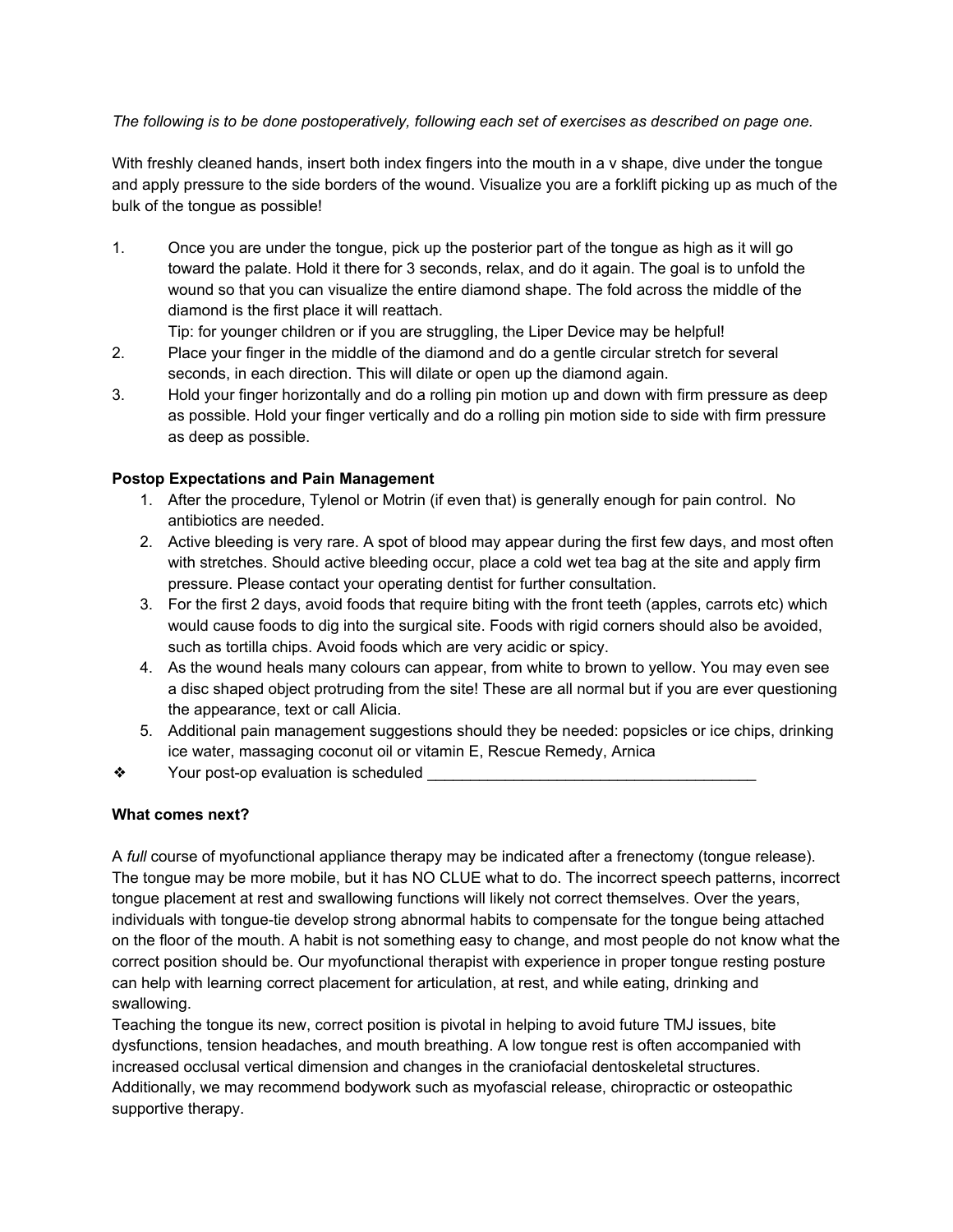*The following is to be done postoperatively, following each set of exercises as described on page one.*

With freshly cleaned hands, insert both index fingers into the mouth in a v shape, dive under the tongue and apply pressure to the side borders of the wound. Visualize you are a forklift picking up as much of the bulk of the tongue as possible!

1. Once you are under the tongue, pick up the posterior part of the tongue as high as it will go toward the palate. Hold it there for 3 seconds, relax, and do it again. The goal is to unfold the wound so that you can visualize the entire diamond shape. The fold across the middle of the diamond is the first place it will reattach.
   Tip: for younger children or if you are struggling, the Liper Device may be helpful!
2. Place your finger in the middle of the diamond and do a gentle circular stretch for several seconds, in each direction. This will dilate or open up the diamond again.
3. Hold your finger horizontally and do a rolling pin motion up and down with firm pressure as deep as possible. Hold your finger vertically and do a rolling pin motion side to side with firm pressure as deep as possible.

**Postop Expectations and Pain Management**

1. After the procedure, Tylenol or Motrin (if even that) is generally enough for pain control. No antibiotics are needed.
2. Active bleeding is very rare. A spot of blood may appear during the first few days, and most often with stretches. Should active bleeding occur, place a cold wet tea bag at the site and apply firm pressure. Please contact your operating dentist for further consultation.
3. For the first 2 days, avoid foods that require biting with the front teeth (apples, carrots etc) which would cause foods to dig into the surgical site. Foods with rigid corners should also be avoided, such as tortilla chips. Avoid foods which are very acidic or spicy.
4. As the wound heals many colours can appear, from white to brown to yellow. You may even see a disc shaped object protruding from the site! These are all normal but if you are ever questioning the appearance, text or call Alicia.
5. Additional pain management suggestions should they be needed: popsicles or ice chips, drinking ice water, massaging coconut oil or vitamin E, Rescue Remedy, Arnica

❖ Your post-op evaluation is scheduled ______________________________________

**What comes next?**

A *full* course of myofunctional appliance therapy may be indicated after a frenectomy (tongue release). The tongue may be more mobile, but it has NO CLUE what to do. The incorrect speech patterns, incorrect tongue placement at rest and swallowing functions will likely not correct themselves. Over the years, individuals with tongue-tie develop strong abnormal habits to compensate for the tongue being attached on the floor of the mouth. A habit is not something easy to change, and most people do not know what the correct position should be. Our myofunctional therapist with experience in proper tongue resting posture can help with learning correct placement for articulation, at rest, and while eating, drinking and swallowing.

Teaching the tongue its new, correct position is pivotal in helping to avoid future TMJ issues, bite dysfunctions, tension headaches, and mouth breathing. A low tongue rest is often accompanied with increased occlusal vertical dimension and changes in the craniofacial dentoskeletal structures. Additionally, we may recommend bodywork such as myofascial release, chiropractic or osteopathic supportive therapy.